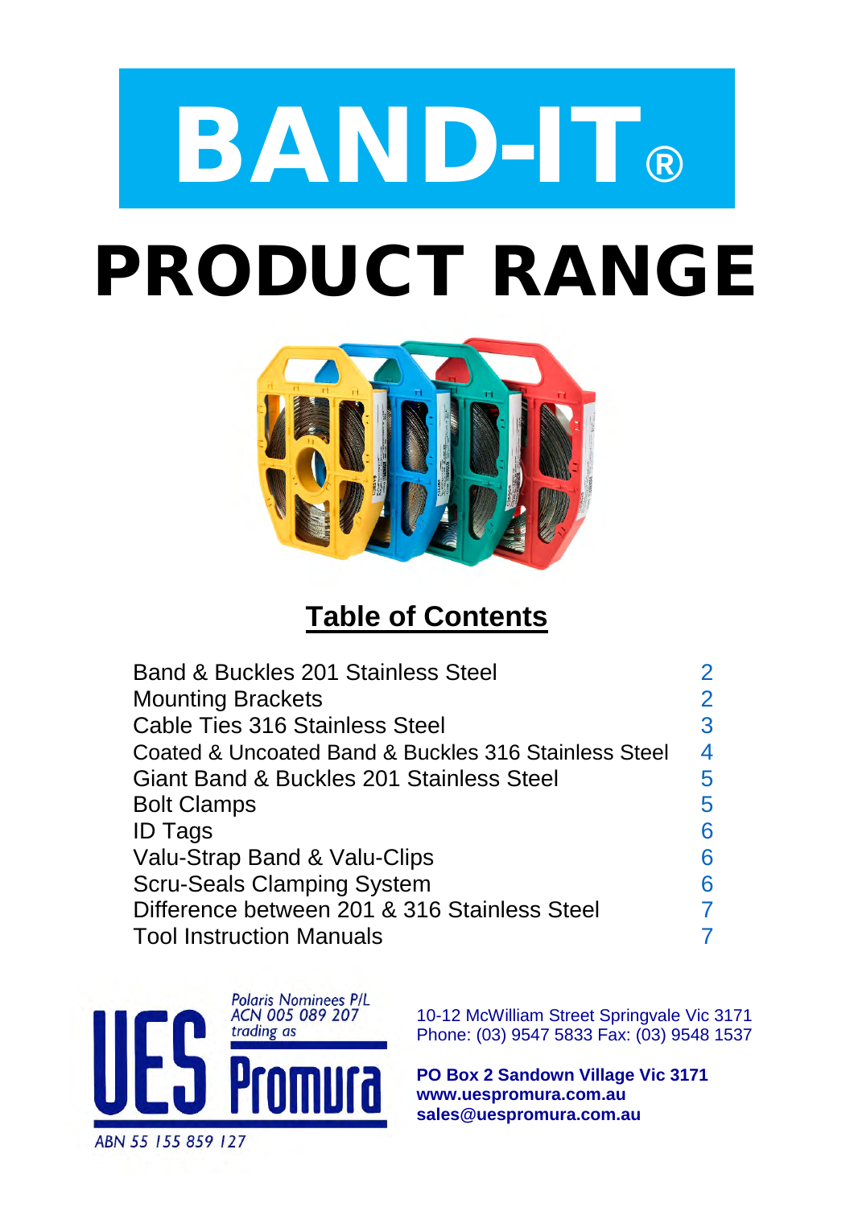# BAND-IT®

# PRODUCT RANGE

## Table of Contents

| | |
|---|---|
| Band & Buckles 201 Stainless Steel | 2 |
| Mounting Brackets | 2 |
| Cable Ties 316 Stainless Steel | 3 |
| Coated & Uncoated Band & Buckles 316 Stainless Steel | 4 |
| Giant Band & Buckles 201 Stainless Steel | 5 |
| Bolt Clamps | 5 |
| ID Tags | 6 |
| Valu-Strap Band & Valu-Clips | 6 |
| Scru-Seals Clamping System | 6 |
| Difference between 201 & 316 Stainless Steel | 7 |
| Tool Instruction Manuals | 7 |

Polaris Nominees P/L
ACN 005 089 207
trading as

UES Promura

ABN 55 155 859 127

10-12 McWilliam Street Springvale Vic 3171
Phone: (03) 9547 5833 Fax: (03) 9548 1537

**PO Box 2 Sandown Village Vic 3171**
**www.uespromura.com.au**
**sales@uespromura.com.au**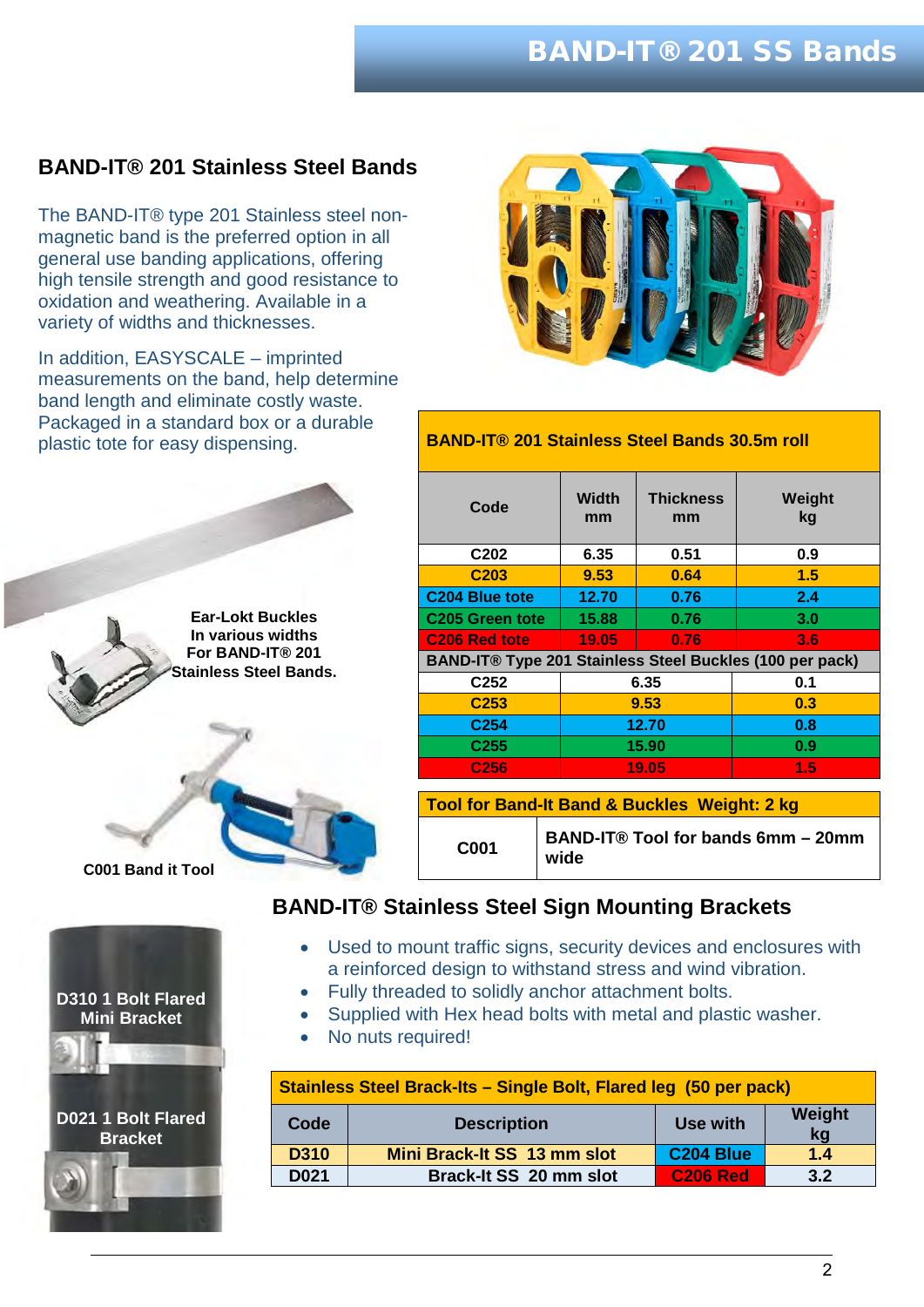## BAND-IT® 201 Stainless Steel Bands

The BAND-IT® type 201 Stainless steel non-magnetic band is the preferred option in all general use banding applications, offering high tensile strength and good resistance to oxidation and weathering. Available in a variety of widths and thicknesses.

In addition, EASYSCALE – imprinted measurements on the band, help determine band length and eliminate costly waste. Packaged in a standard box or a durable plastic tote for easy dispensing.

**Ear-Lokt Buckles In various widths For BAND-IT® 201 Stainless Steel Bands.**

**C001 Band it Tool**

**BAND-IT® 201 Stainless Steel Bands 30.5m roll**

| Code | Width mm | Thickness mm | Weight kg |
|---|---|---|---|
| C202 | 6.35 | 0.51 | 0.9 |
| C203 | 9.53 | 0.64 | 1.5 |
| C204 Blue tote | 12.70 | 0.76 | 2.4 |
| C205 Green tote | 15.88 | 0.76 | 3.0 |
| C206 Red tote | 19.05 | 0.76 | 3.6 |
| **BAND-IT® Type 201 Stainless Steel Buckles (100 per pack)** | | | |
| C252 | 6.35 | | 0.1 |
| C253 | 9.53 | | 0.3 |
| C254 | 12.70 | | 0.8 |
| C255 | 15.90 | | 0.9 |
| C256 | 19.05 | | 1.5 |

**Tool for Band-It Band & Buckles Weight: 2 kg**

| | |
|---|---|
| C001 | BAND-IT® Tool for bands 6mm – 20mm wide |

## BAND-IT® Stainless Steel Sign Mounting Brackets

**D310 1 Bolt Flared Mini Bracket**

**D021 1 Bolt Flared Bracket**

- Used to mount traffic signs, security devices and enclosures with a reinforced design to withstand stress and wind vibration.
- Fully threaded to solidly anchor attachment bolts.
- Supplied with Hex head bolts with metal and plastic washer.
- No nuts required!

**Stainless Steel Brack-Its – Single Bolt, Flared leg (50 per pack)**

| Code | Description | Use with | Weight kg |
|---|---|---|---|
| D310 | Mini Brack-It SS 13 mm slot | C204 Blue | 1.4 |
| D021 | Brack-It SS 20 mm slot | C206 Red | 3.2 |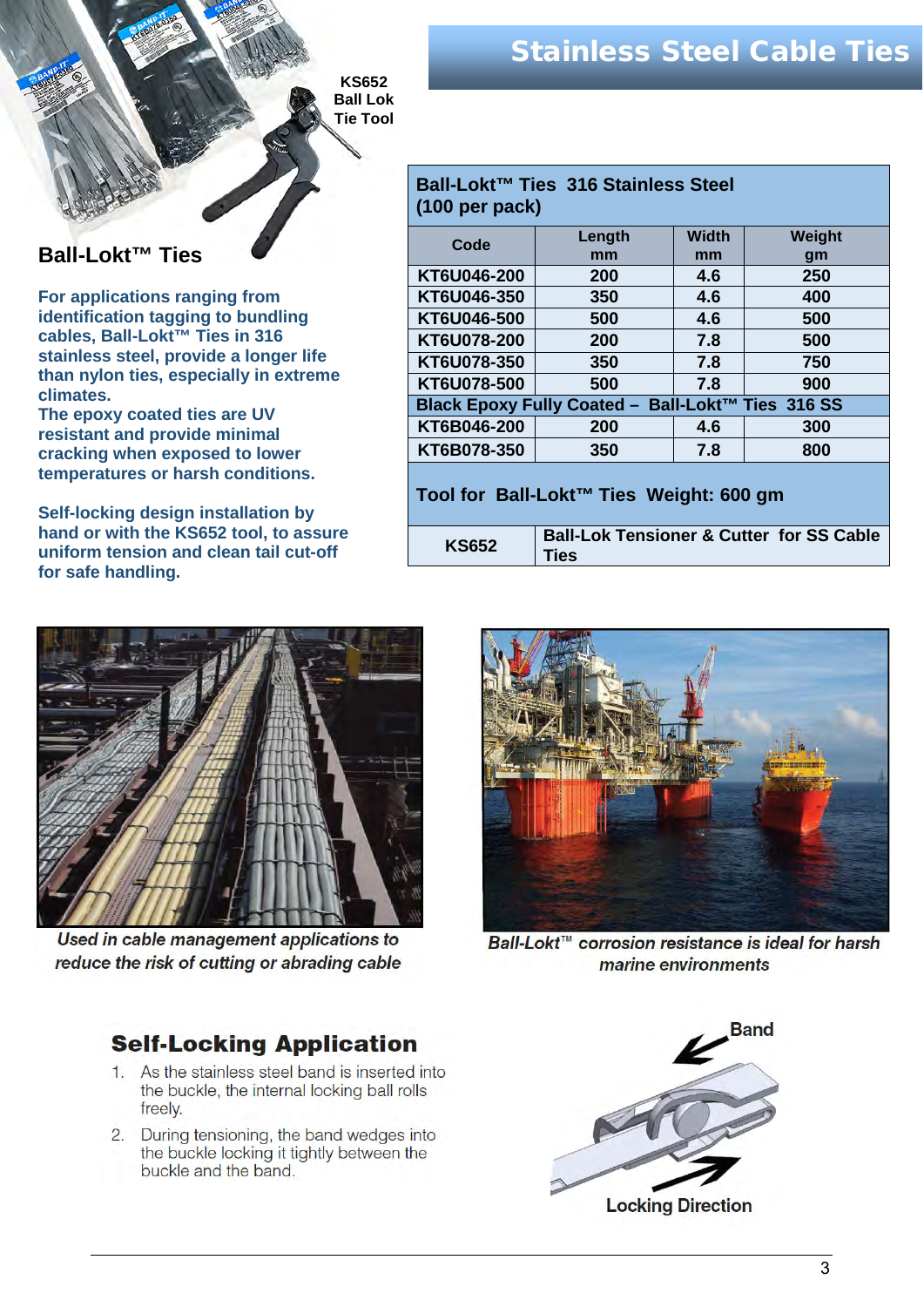# Stainless Steel Cable Ties

KS652 Ball Lok Tie Tool

## Ball-Lokt™ Ties

For applications ranging from identification tagging to bundling cables, Ball-Lokt™ Ties in 316 stainless steel, provide a longer life than nylon ties, especially in extreme climates.
The epoxy coated ties are UV resistant and provide minimal cracking when exposed to lower temperatures or harsh conditions.

Self-locking design installation by hand or with the KS652 tool, to assure uniform tension and clean tail cut-off for safe handling.

**Ball-Lokt™ Ties 316 Stainless Steel (100 per pack)**

| Code | Length mm | Width mm | Weight gm |
|---|---|---|---|
| KT6U046-200 | 200 | 4.6 | 250 |
| KT6U046-350 | 350 | 4.6 | 400 |
| KT6U046-500 | 500 | 4.6 | 500 |
| KT6U078-200 | 200 | 7.8 | 500 |
| KT6U078-350 | 350 | 7.8 | 750 |
| KT6U078-500 | 500 | 7.8 | 900 |
| **Black Epoxy Fully Coated – Ball-Lokt™ Ties 316 SS** | | | |
| KT6B046-200 | 200 | 4.6 | 300 |
| KT6B078-350 | 350 | 7.8 | 800 |

**Tool for Ball-Lokt™ Ties Weight: 600 gm**

| | |
|---|---|
| KS652 | Ball-Lok Tensioner & Cutter for SS Cable Ties |

*Used in cable management applications to reduce the risk of cutting or abrading cable*

*Ball-Lokt™ corrosion resistance is ideal for harsh marine environments*

## Self-Locking Application

1. As the stainless steel band is inserted into the buckle, the internal locking ball rolls freely.
2. During tensioning, the band wedges into the buckle locking it tightly between the buckle and the band.

Band

Locking Direction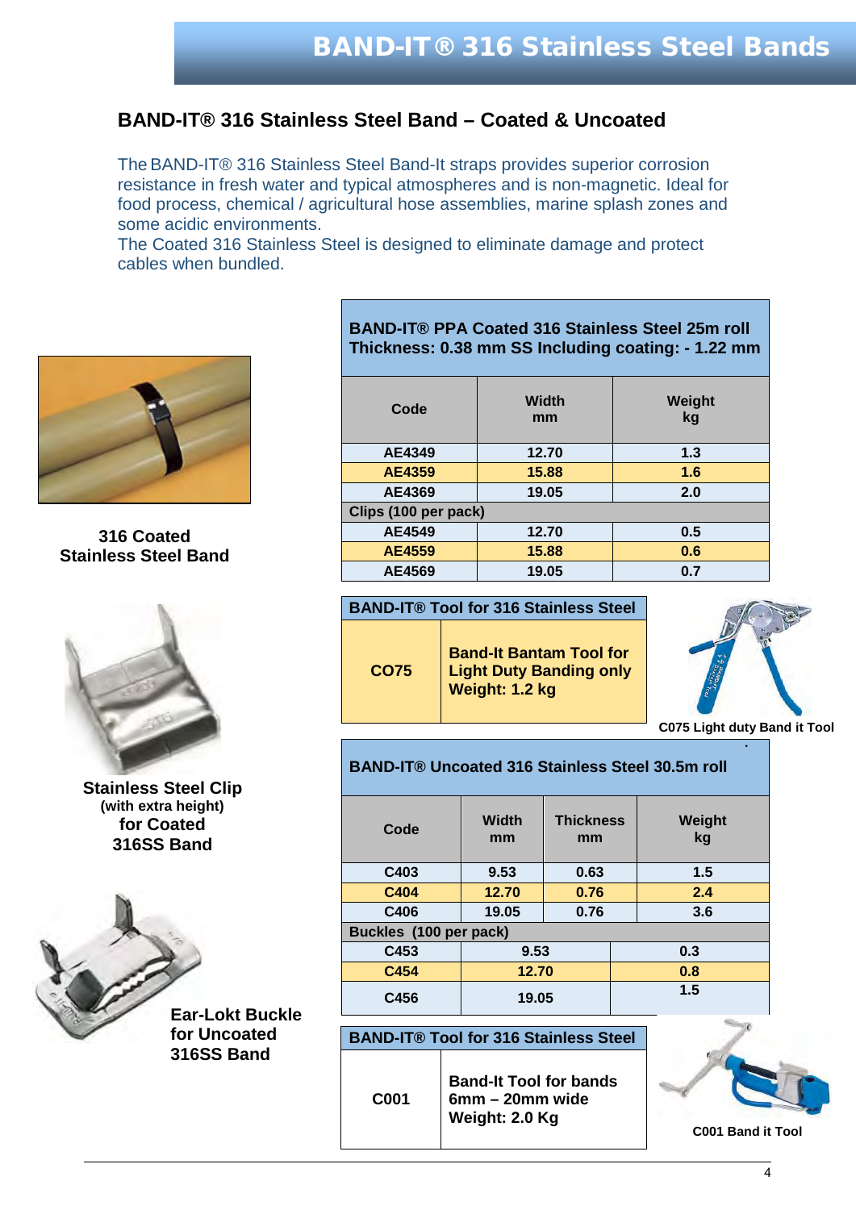# BAND-IT® 316 Stainless Steel Bands

## BAND-IT® 316 Stainless Steel Band – Coated & Uncoated

The BAND-IT® 316 Stainless Steel Band-It straps provides superior corrosion resistance in fresh water and typical atmospheres and is non-magnetic. Ideal for food process, chemical / agricultural hose assemblies, marine splash zones and some acidic environments.
The Coated 316 Stainless Steel is designed to eliminate damage and protect cables when bundled.

**316 Coated Stainless Steel Band**

**BAND-IT® PPA Coated 316 Stainless Steel 25m roll**
**Thickness: 0.38 mm SS Including coating: - 1.22 mm**

| Code | Width mm | Weight kg |
|---|---|---|
| AE4349 | 12.70 | 1.3 |
| AE4359 | 15.88 | 1.6 |
| AE4369 | 19.05 | 2.0 |
| Clips (100 per pack) | | |
| AE4549 | 12.70 | 0.5 |
| AE4559 | 15.88 | 0.6 |
| AE4569 | 19.05 | 0.7 |

**Stainless Steel Clip (with extra height) for Coated 316SS Band**

**BAND-IT® Tool for 316 Stainless Steel**

| | |
|---|---|
| CO75 | Band-It Bantam Tool for Light Duty Banding only Weight: 1.2 kg |

C075 Light duty Band it Tool

**BAND-IT® Uncoated 316 Stainless Steel 30.5m roll**

| Code | Width mm | Thickness mm | Weight kg |
|---|---|---|---|
| C403 | 9.53 | 0.63 | 1.5 |
| C404 | 12.70 | 0.76 | 2.4 |
| C406 | 19.05 | 0.76 | 3.6 |
| Buckles (100 per pack) | | | |
| C453 | 9.53 | | 0.3 |
| C454 | 12.70 | | 0.8 |
| C456 | 19.05 | | 1.5 |

**Ear-Lokt Buckle for Uncoated 316SS Band**

**BAND-IT® Tool for 316 Stainless Steel**

| | |
|---|---|
| C001 | Band-It Tool for bands 6mm – 20mm wide Weight: 2.0 Kg |

C001 Band it Tool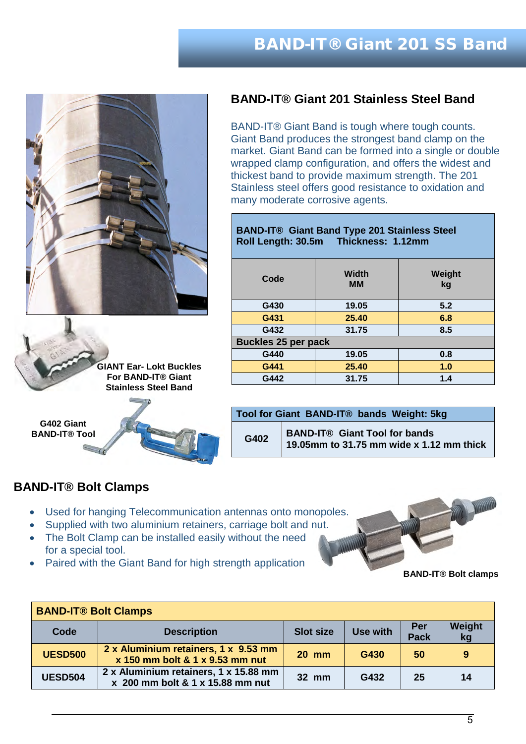# BAND-IT® Giant 201 SS Band

GIANT Ear- Lokt Buckles For BAND-IT® Giant Stainless Steel Band

G402 Giant BAND-IT® Tool

## BAND-IT® Giant 201 Stainless Steel Band

BAND-IT® Giant Band is tough where tough counts. Giant Band produces the strongest band clamp on the market. Giant Band can be formed into a single or double wrapped clamp configuration, and offers the widest and thickest band to provide maximum strength. The 201 Stainless steel offers good resistance to oxidation and many moderate corrosive agents.

**BAND-IT® Giant Band Type 201 Stainless Steel**
**Roll Length: 30.5m Thickness: 1.12mm**

| Code | Width MM | Weight kg |
|---|---|---|
| G430 | 19.05 | 5.2 |
| G431 | 25.40 | 6.8 |
| G432 | 31.75 | 8.5 |
| **Buckles 25 per pack** | | |
| G440 | 19.05 | 0.8 |
| G441 | 25.40 | 1.0 |
| G442 | 31.75 | 1.4 |

| Tool for Giant BAND-IT® bands Weight: 5kg | |
|---|---|
| G402 | BAND-IT® Giant Tool for bands 19.05mm to 31.75 mm wide x 1.12 mm thick |

## BAND-IT® Bolt Clamps

- Used for hanging Telecommunication antennas onto monopoles.
- Supplied with two aluminium retainers, carriage bolt and nut.
- The Bolt Clamp can be installed easily without the need for a special tool.
- Paired with the Giant Band for high strength application

BAND-IT® Bolt clamps

**BAND-IT® Bolt Clamps**

| Code | Description | Slot size | Use with | Per Pack | Weight kg |
|---|---|---|---|---|---|
| UESD500 | 2 x Aluminium retainers, 1 x 9.53 mm x 150 mm bolt & 1 x 9.53 mm nut | 20 mm | G430 | 50 | 9 |
| UESD504 | 2 x Aluminium retainers, 1 x 15.88 mm x 200 mm bolt & 1 x 15.88 mm nut | 32 mm | G432 | 25 | 14 |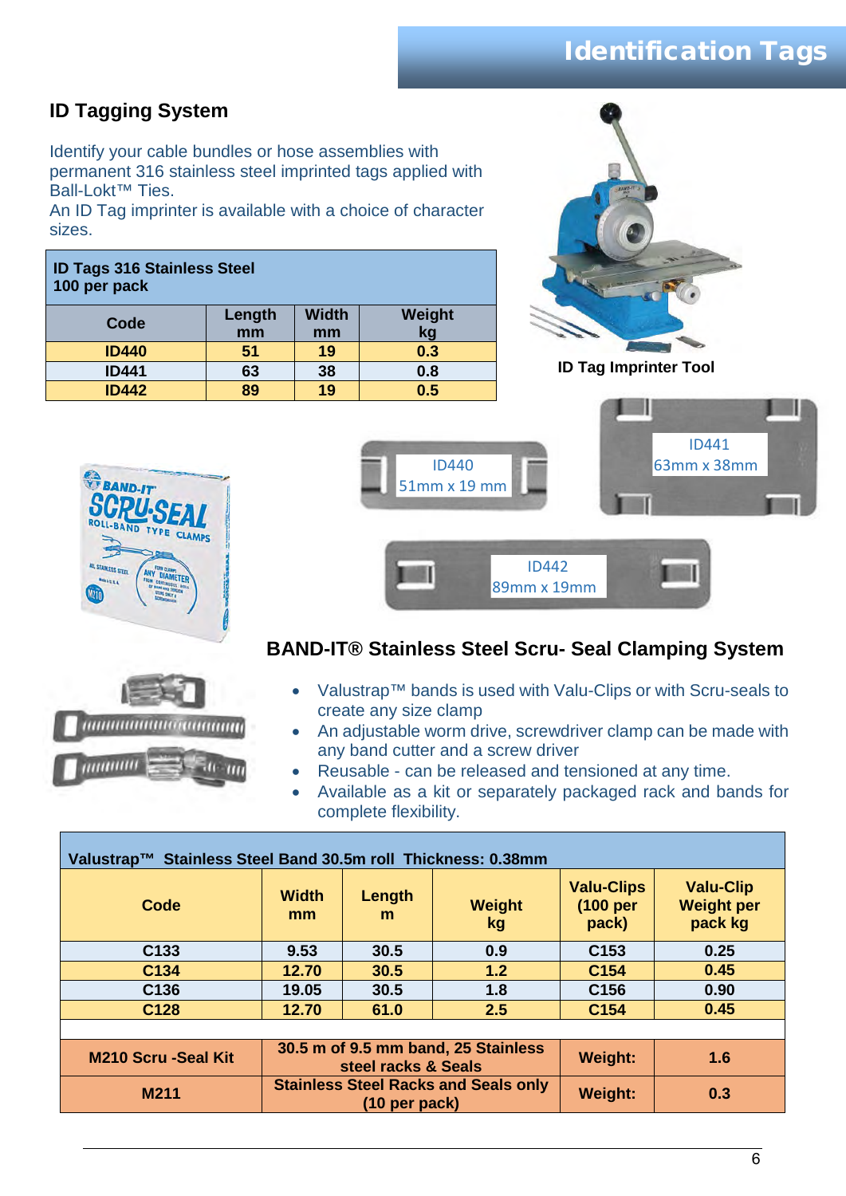# Identification Tags

## ID Tagging System

Identify your cable bundles or hose assemblies with permanent 316 stainless steel imprinted tags applied with Ball-Lokt™ Ties.
An ID Tag imprinter is available with a choice of character sizes.

| ID Tags 316 Stainless Steel 100 per pack | | | |
|---|---|---|---|
| **Code** | **Length mm** | **Width mm** | **Weight kg** |
| **ID440** | **51** | **19** | **0.3** |
| **ID441** | **63** | **38** | **0.8** |
| **ID442** | **89** | **19** | **0.5** |

**ID Tag Imprinter Tool**

ID440
51mm x 19 mm

ID441
63mm x 38mm

ID442
89mm x 19mm

## BAND-IT® Stainless Steel Scru- Seal Clamping System

- Valustrap™ bands is used with Valu-Clips or with Scru-seals to create any size clamp
- An adjustable worm drive, screwdriver clamp can be made with any band cutter and a screw driver
- Reusable - can be released and tensioned at any time.
- Available as a kit or separately packaged rack and bands for complete flexibility.

| Valustrap™ Stainless Steel Band 30.5m roll Thickness: 0.38mm | | | | | |
|---|---|---|---|---|---|
| **Code** | **Width mm** | **Length m** | **Weight kg** | **Valu-Clips (100 per pack)** | **Valu-Clip Weight per pack kg** |
| **C133** | **9.53** | **30.5** | **0.9** | **C153** | **0.25** |
| **C134** | **12.70** | **30.5** | **1.2** | **C154** | **0.45** |
| **C136** | **19.05** | **30.5** | **1.8** | **C156** | **0.90** |
| **C128** | **12.70** | **61.0** | **2.5** | **C154** | **0.45** |
| | | | | | |
| **M210 Scru -Seal Kit** | **30.5 m of 9.5 mm band, 25 Stainless steel racks & Seals** | | | **Weight:** | **1.6** |
| **M211** | **Stainless Steel Racks and Seals only (10 per pack)** | | | **Weight:** | **0.3** |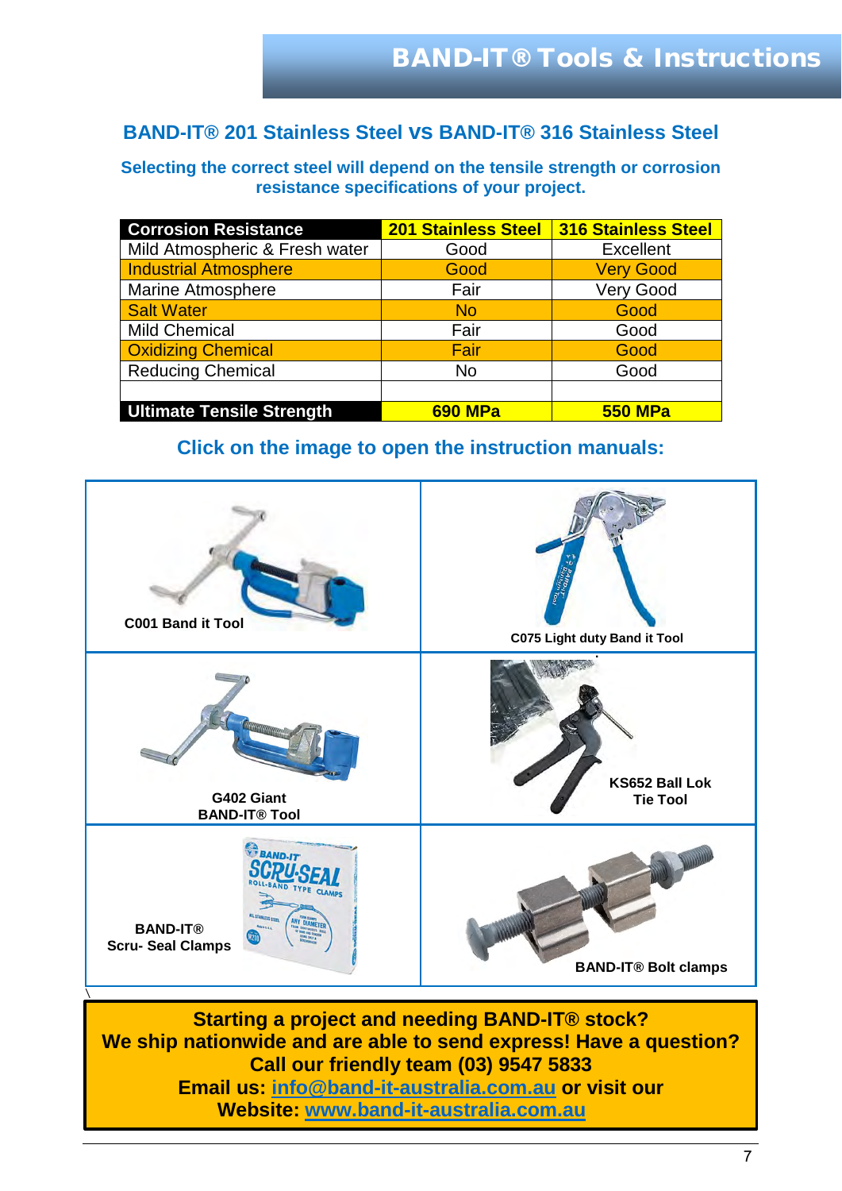# BAND-IT® Tools & Instructions

## BAND-IT® 201 Stainless Steel vs BAND-IT® 316 Stainless Steel

**Selecting the correct steel will depend on the tensile strength or corrosion resistance specifications of your project.**

| Corrosion Resistance | 201 Stainless Steel | 316 Stainless Steel |
|---|---|---|
| Mild Atmospheric & Fresh water | Good | Excellent |
| Industrial Atmosphere | Good | Very Good |
| Marine Atmosphere | Fair | Very Good |
| Salt Water | No | Good |
| Mild Chemical | Fair | Good |
| Oxidizing Chemical | Fair | Good |
| Reducing Chemical | No | Good |
| | | |
| **Ultimate Tensile Strength** | **690 MPa** | **550 MPa** |

**Click on the image to open the instruction manuals:**

| | |
|---|---|
| **C001 Band it Tool** | **C075 Light duty Band it Tool** |
| **G402 Giant BAND-IT® Tool** | **KS652 Ball Lok Tie Tool** |
| **BAND-IT® Scru- Seal Clamps** | **BAND-IT® Bolt clamps** |

**Starting a project and needing BAND-IT® stock?**
**We ship nationwide and are able to send express! Have a question?**
**Call our friendly team (03) 9547 5833**
**Email us: info@band-it-australia.com.au or visit our**
**Website: www.band-it-australia.com.au**